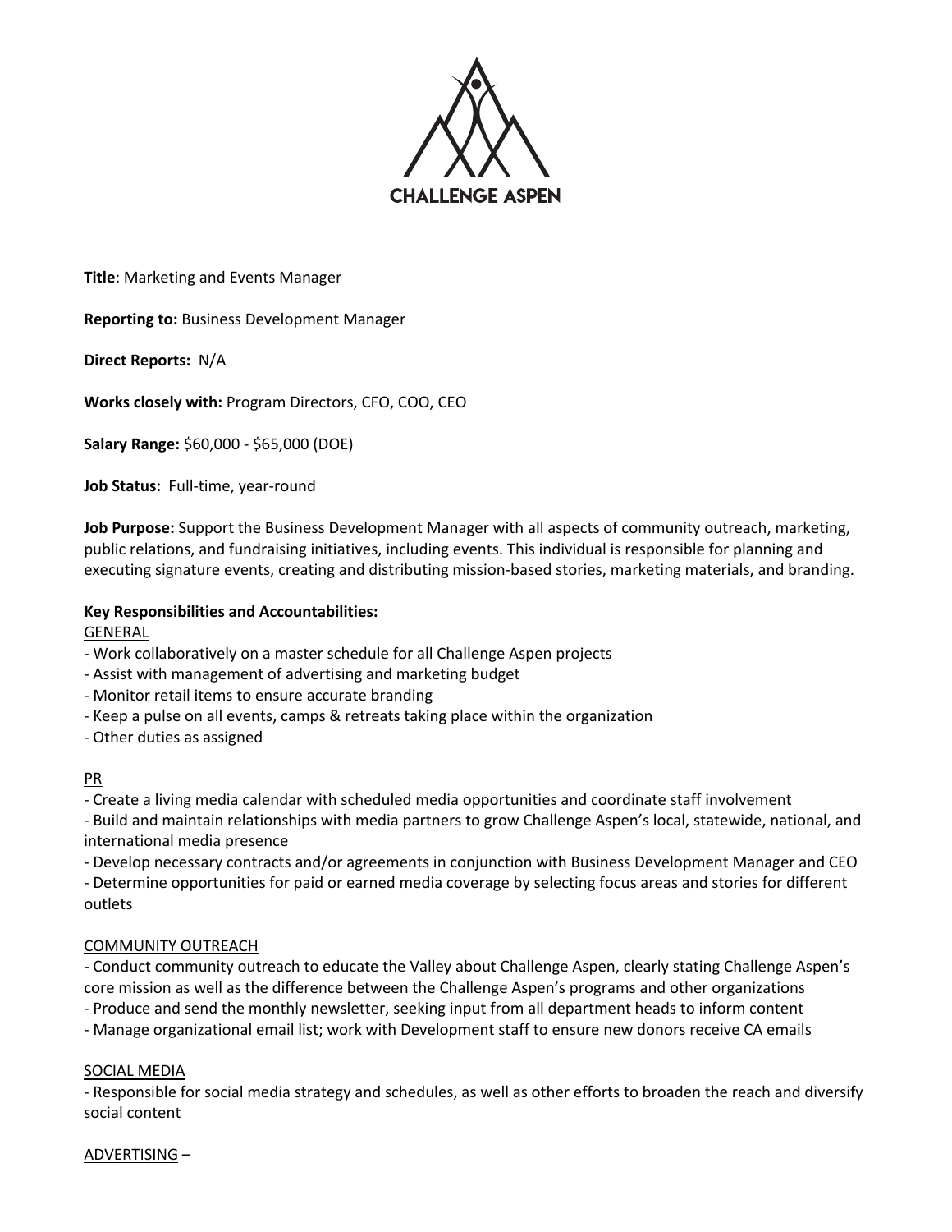CHALLENGE ASPEN

**Title**: Marketing and Events Manager

**Reporting to:** Business Development Manager

**Direct Reports:** N/A

**Works closely with:** Program Directors, CFO, COO, CEO

**Salary Range:** $60,000 - $65,000 (DOE)

**Job Status:** Full-time, year-round

**Job Purpose:** Support the Business Development Manager with all aspects of community outreach, marketing, public relations, and fundraising initiatives, including events. This individual is responsible for planning and executing signature events, creating and distributing mission-based stories, marketing materials, and branding.

**Key Responsibilities and Accountabilities:**

GENERAL

- Work collaboratively on a master schedule for all Challenge Aspen projects
- Assist with management of advertising and marketing budget
- Monitor retail items to ensure accurate branding
- Keep a pulse on all events, camps & retreats taking place within the organization
- Other duties as assigned

PR

- Create a living media calendar with scheduled media opportunities and coordinate staff involvement
- Build and maintain relationships with media partners to grow Challenge Aspen's local, statewide, national, and international media presence
- Develop necessary contracts and/or agreements in conjunction with Business Development Manager and CEO
- Determine opportunities for paid or earned media coverage by selecting focus areas and stories for different outlets

COMMUNITY OUTREACH

- Conduct community outreach to educate the Valley about Challenge Aspen, clearly stating Challenge Aspen's core mission as well as the difference between the Challenge Aspen's programs and other organizations
- Produce and send the monthly newsletter, seeking input from all department heads to inform content
- Manage organizational email list; work with Development staff to ensure new donors receive CA emails

SOCIAL MEDIA

- Responsible for social media strategy and schedules, as well as other efforts to broaden the reach and diversify social content

ADVERTISING –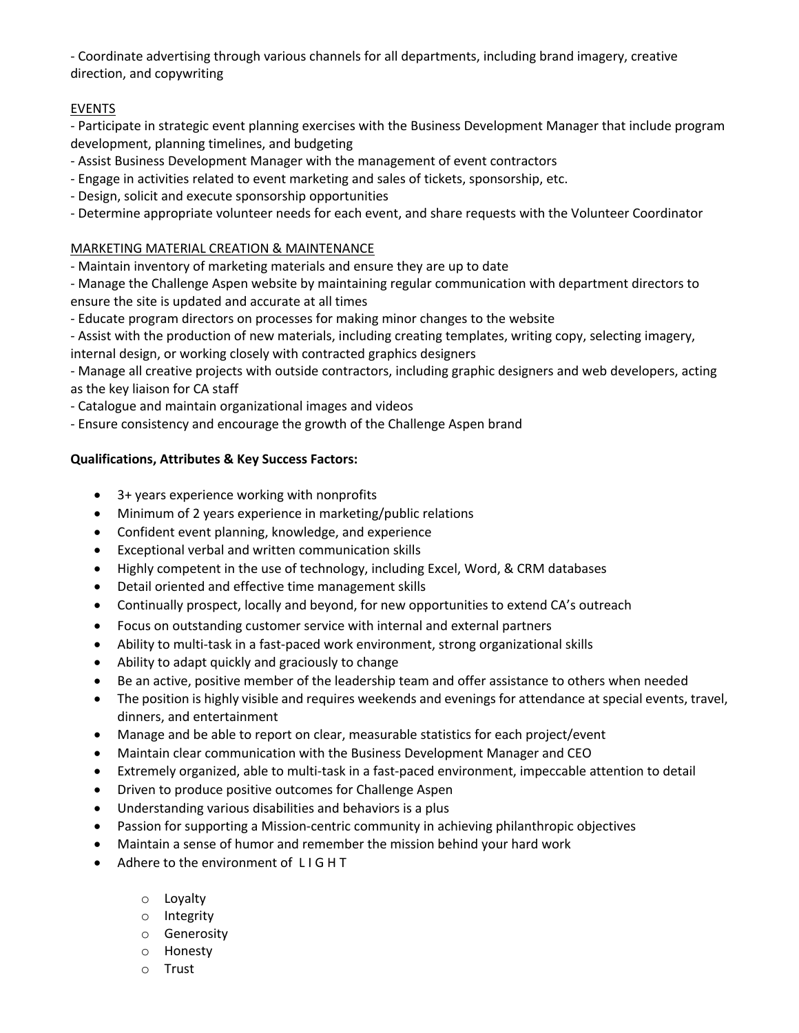- Coordinate advertising through various channels for all departments, including brand imagery, creative direction, and copywriting

EVENTS

- Participate in strategic event planning exercises with the Business Development Manager that include program development, planning timelines, and budgeting
- Assist Business Development Manager with the management of event contractors
- Engage in activities related to event marketing and sales of tickets, sponsorship, etc.
- Design, solicit and execute sponsorship opportunities
- Determine appropriate volunteer needs for each event, and share requests with the Volunteer Coordinator

MARKETING MATERIAL CREATION & MAINTENANCE

- Maintain inventory of marketing materials and ensure they are up to date
- Manage the Challenge Aspen website by maintaining regular communication with department directors to ensure the site is updated and accurate at all times
- Educate program directors on processes for making minor changes to the website
- Assist with the production of new materials, including creating templates, writing copy, selecting imagery, internal design, or working closely with contracted graphics designers
- Manage all creative projects with outside contractors, including graphic designers and web developers, acting as the key liaison for CA staff
- Catalogue and maintain organizational images and videos
- Ensure consistency and encourage the growth of the Challenge Aspen brand

**Qualifications, Attributes & Key Success Factors:**

- 3+ years experience working with nonprofits
- Minimum of 2 years experience in marketing/public relations
- Confident event planning, knowledge, and experience
- Exceptional verbal and written communication skills
- Highly competent in the use of technology, including Excel, Word, & CRM databases
- Detail oriented and effective time management skills
- Continually prospect, locally and beyond, for new opportunities to extend CA's outreach
- Focus on outstanding customer service with internal and external partners
- Ability to multi-task in a fast-paced work environment, strong organizational skills
- Ability to adapt quickly and graciously to change
- Be an active, positive member of the leadership team and offer assistance to others when needed
- The position is highly visible and requires weekends and evenings for attendance at special events, travel, dinners, and entertainment
- Manage and be able to report on clear, measurable statistics for each project/event
- Maintain clear communication with the Business Development Manager and CEO
- Extremely organized, able to multi-task in a fast-paced environment, impeccable attention to detail
- Driven to produce positive outcomes for Challenge Aspen
- Understanding various disabilities and behaviors is a plus
- Passion for supporting a Mission-centric community in achieving philanthropic objectives
- Maintain a sense of humor and remember the mission behind your hard work
- Adhere to the environment of L I G H T
    - Loyalty
    - Integrity
    - Generosity
    - Honesty
    - Trust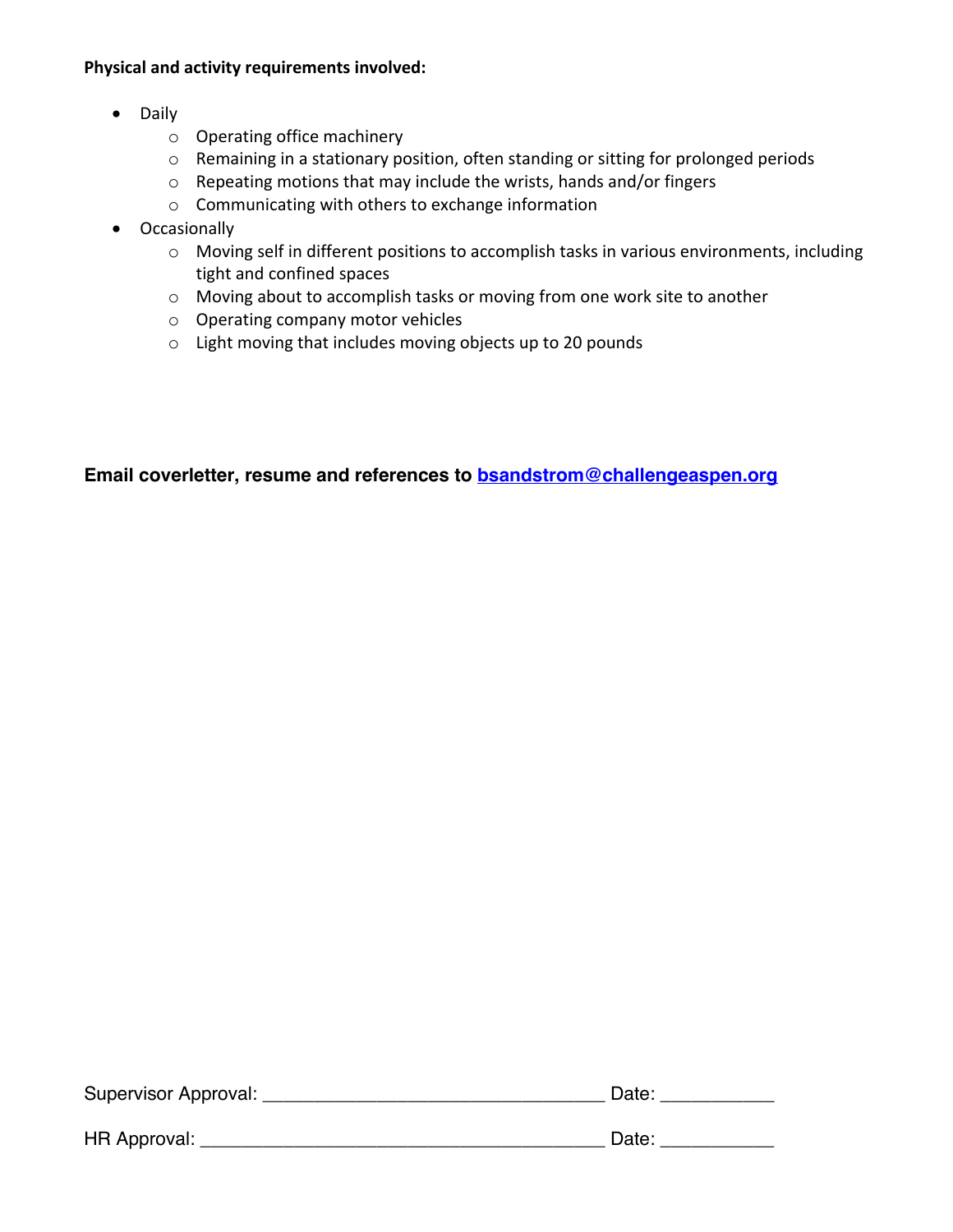**Physical and activity requirements involved:**

- Daily
    - Operating office machinery
    - Remaining in a stationary position, often standing or sitting for prolonged periods
    - Repeating motions that may include the wrists, hands and/or fingers
    - Communicating with others to exchange information
- Occasionally
    - Moving self in different positions to accomplish tasks in various environments, including tight and confined spaces
    - Moving about to accomplish tasks or moving from one work site to another
    - Operating company motor vehicles
    - Light moving that includes moving objects up to 20 pounds

**Email coverletter, resume and references to bsandstrom@challengeaspen.org**

Supervisor Approval: ________________________________ Date: ___________

HR Approval: ______________________________________ Date: ___________